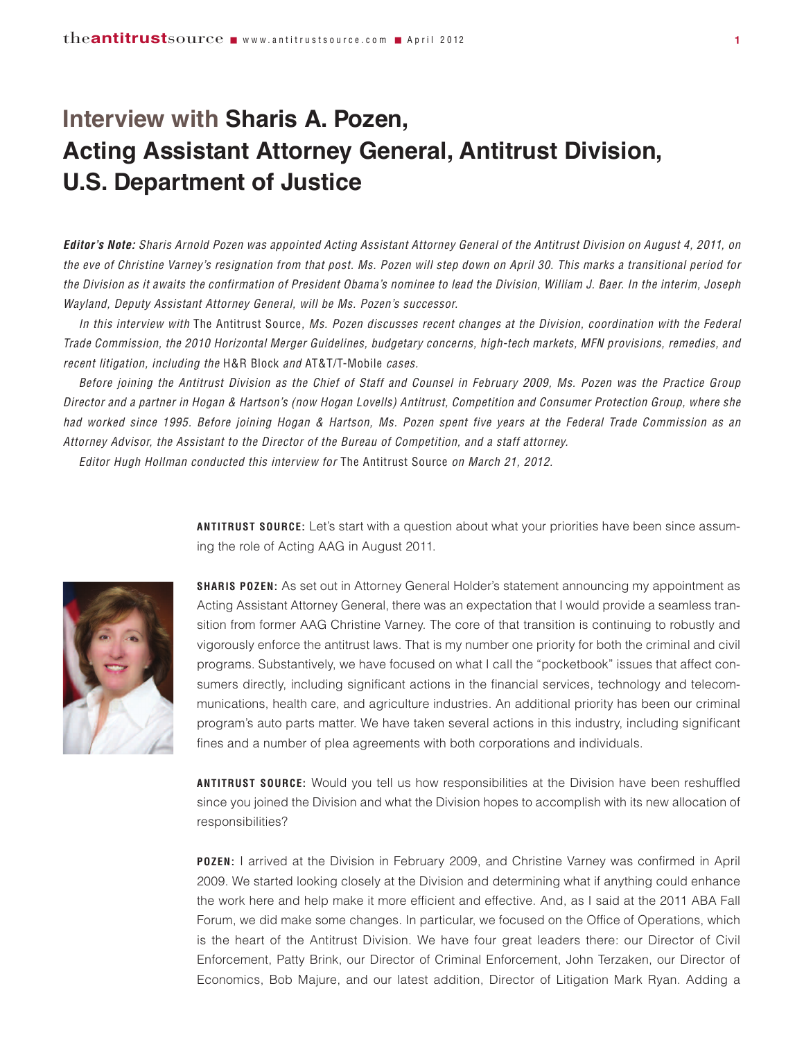# Interview with Sharis A. Pozen, Acting Assistant Attorney General, Antitrust Division, U.S. Department of Justice

***Editor's Note:*** *Sharis Arnold Pozen was appointed Acting Assistant Attorney General of the Antitrust Division on August 4, 2011, on the eve of Christine Varney's resignation from that post. Ms. Pozen will step down on April 30. This marks a transitional period for the Division as it awaits the confirmation of President Obama's nominee to lead the Division, William J. Baer. In the interim, Joseph Wayland, Deputy Assistant Attorney General, will be Ms. Pozen's successor.*

*In this interview with* The Antitrust Source*, Ms. Pozen discusses recent changes at the Division, coordination with the Federal Trade Commission, the 2010 Horizontal Merger Guidelines, budgetary concerns, high-tech markets, MFN provisions, remedies, and recent litigation, including the* H&R Block *and* AT&T/T-Mobile *cases.*

*Before joining the Antitrust Division as the Chief of Staff and Counsel in February 2009, Ms. Pozen was the Practice Group Director and a partner in Hogan & Hartson's (now Hogan Lovells) Antitrust, Competition and Consumer Protection Group, where she had worked since 1995. Before joining Hogan & Hartson, Ms. Pozen spent five years at the Federal Trade Commission as an Attorney Advisor, the Assistant to the Director of the Bureau of Competition, and a staff attorney.*

*Editor Hugh Hollman conducted this interview for* The Antitrust Source *on March 21, 2012.*

**ANTITRUST SOURCE:** Let's start with a question about what your priorities have been since assuming the role of Acting AAG in August 2011.

**SHARIS POZEN:** As set out in Attorney General Holder's statement announcing my appointment as Acting Assistant Attorney General, there was an expectation that I would provide a seamless transition from former AAG Christine Varney. The core of that transition is continuing to robustly and vigorously enforce the antitrust laws. That is my number one priority for both the criminal and civil programs. Substantively, we have focused on what I call the "pocketbook" issues that affect consumers directly, including significant actions in the financial services, technology and telecommunications, health care, and agriculture industries. An additional priority has been our criminal program's auto parts matter. We have taken several actions in this industry, including significant fines and a number of plea agreements with both corporations and individuals.

**ANTITRUST SOURCE:** Would you tell us how responsibilities at the Division have been reshuffled since you joined the Division and what the Division hopes to accomplish with its new allocation of responsibilities?

**POZEN:** I arrived at the Division in February 2009, and Christine Varney was confirmed in April 2009. We started looking closely at the Division and determining what if anything could enhance the work here and help make it more efficient and effective. And, as I said at the 2011 ABA Fall Forum, we did make some changes. In particular, we focused on the Office of Operations, which is the heart of the Antitrust Division. We have four great leaders there: our Director of Civil Enforcement, Patty Brink, our Director of Criminal Enforcement, John Terzaken, our Director of Economics, Bob Majure, and our latest addition, Director of Litigation Mark Ryan. Adding a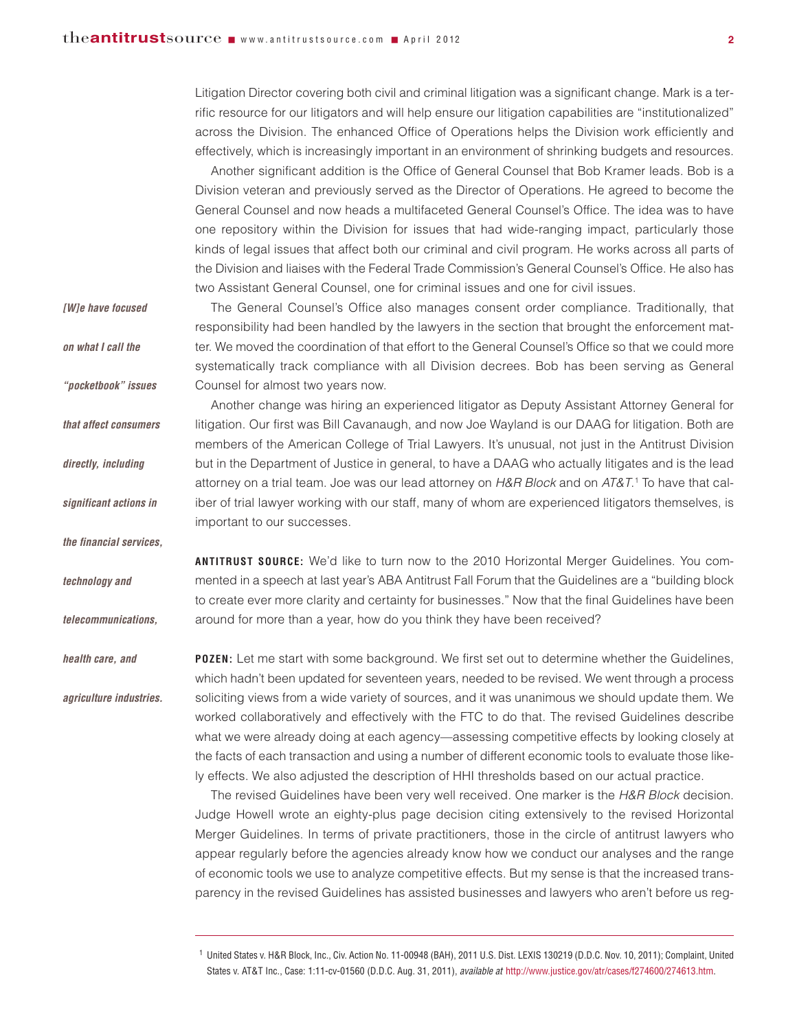Litigation Director covering both civil and criminal litigation was a significant change. Mark is a terrific resource for our litigators and will help ensure our litigation capabilities are "institutionalized" across the Division. The enhanced Office of Operations helps the Division work efficiently and effectively, which is increasingly important in an environment of shrinking budgets and resources.

Another significant addition is the Office of General Counsel that Bob Kramer leads. Bob is a Division veteran and previously served as the Director of Operations. He agreed to become the General Counsel and now heads a multifaceted General Counsel's Office. The idea was to have one repository within the Division for issues that had wide-ranging impact, particularly those kinds of legal issues that affect both our criminal and civil program. He works across all parts of the Division and liaises with the Federal Trade Commission's General Counsel's Office. He also has two Assistant General Counsel, one for criminal issues and one for civil issues.

*[W]e have focused on what I call the "pocketbook" issues that affect consumers directly, including significant actions in the financial services, technology and telecommunications, health care, and agriculture industries.*

The General Counsel's Office also manages consent order compliance. Traditionally, that responsibility had been handled by the lawyers in the section that brought the enforcement matter. We moved the coordination of that effort to the General Counsel's Office so that we could more systematically track compliance with all Division decrees. Bob has been serving as General Counsel for almost two years now.

Another change was hiring an experienced litigator as Deputy Assistant Attorney General for litigation. Our first was Bill Cavanaugh, and now Joe Wayland is our DAAG for litigation. Both are members of the American College of Trial Lawyers. It's unusual, not just in the Antitrust Division but in the Department of Justice in general, to have a DAAG who actually litigates and is the lead attorney on a trial team. Joe was our lead attorney on *H&R Block* and on *AT&T*.[1] To have that caliber of trial lawyer working with our staff, many of whom are experienced litigators themselves, is important to our successes.

**ANTITRUST SOURCE:** We'd like to turn now to the 2010 Horizontal Merger Guidelines. You commented in a speech at last year's ABA Antitrust Fall Forum that the Guidelines are a "building block to create ever more clarity and certainty for businesses." Now that the final Guidelines have been around for more than a year, how do you think they have been received?

**POZEN:** Let me start with some background. We first set out to determine whether the Guidelines, which hadn't been updated for seventeen years, needed to be revised. We went through a process soliciting views from a wide variety of sources, and it was unanimous we should update them. We worked collaboratively and effectively with the FTC to do that. The revised Guidelines describe what we were already doing at each agency—assessing competitive effects by looking closely at the facts of each transaction and using a number of different economic tools to evaluate those likely effects. We also adjusted the description of HHI thresholds based on our actual practice.

The revised Guidelines have been very well received. One marker is the *H&R Block* decision. Judge Howell wrote an eighty-plus page decision citing extensively to the revised Horizontal Merger Guidelines. In terms of private practitioners, those in the circle of antitrust lawyers who appear regularly before the agencies already know how we conduct our analyses and the range of economic tools we use to analyze competitive effects. But my sense is that the increased transparency in the revised Guidelines has assisted businesses and lawyers who aren't before us reg-

---

[1] United States v. H&R Block, Inc., Civ. Action No. 11-00948 (BAH), 2011 U.S. Dist. LEXIS 130219 (D.D.C. Nov. 10, 2011); Complaint, United States v. AT&T Inc., Case: 1:11-cv-01560 (D.D.C. Aug. 31, 2011), *available at* http://www.justice.gov/atr/cases/f274600/274613.htm.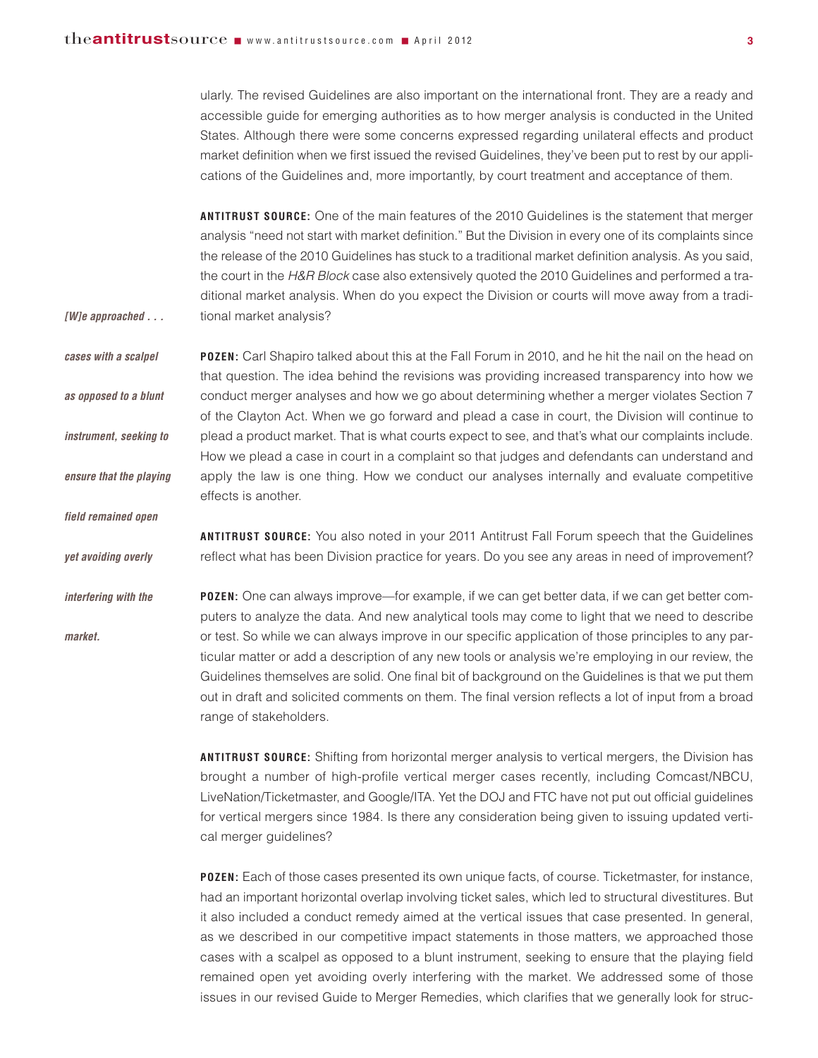ularly. The revised Guidelines are also important on the international front. They are a ready and accessible guide for emerging authorities as to how merger analysis is conducted in the United States. Although there were some concerns expressed regarding unilateral effects and product market definition when we first issued the revised Guidelines, they've been put to rest by our applications of the Guidelines and, more importantly, by court treatment and acceptance of them.

**ANTITRUST SOURCE:** One of the main features of the 2010 Guidelines is the statement that merger analysis "need not start with market definition." But the Division in every one of its complaints since the release of the 2010 Guidelines has stuck to a traditional market definition analysis. As you said, the court in the *H&R Block* case also extensively quoted the 2010 Guidelines and performed a traditional market analysis. When do you expect the Division or courts will move away from a traditional market analysis?

**POZEN:** Carl Shapiro talked about this at the Fall Forum in 2010, and he hit the nail on the head on that question. The idea behind the revisions was providing increased transparency into how we conduct merger analyses and how we go about determining whether a merger violates Section 7 of the Clayton Act. When we go forward and plead a case in court, the Division will continue to plead a product market. That is what courts expect to see, and that's what our complaints include. How we plead a case in court in a complaint so that judges and defendants can understand and apply the law is one thing. How we conduct our analyses internally and evaluate competitive effects is another.

**ANTITRUST SOURCE:** You also noted in your 2011 Antitrust Fall Forum speech that the Guidelines reflect what has been Division practice for years. Do you see any areas in need of improvement?

**POZEN:** One can always improve—for example, if we can get better data, if we can get better computers to analyze the data. And new analytical tools may come to light that we need to describe or test. So while we can always improve in our specific application of those principles to any particular matter or add a description of any new tools or analysis we're employing in our review, the Guidelines themselves are solid. One final bit of background on the Guidelines is that we put them out in draft and solicited comments on them. The final version reflects a lot of input from a broad range of stakeholders.

**ANTITRUST SOURCE:** Shifting from horizontal merger analysis to vertical mergers, the Division has brought a number of high-profile vertical merger cases recently, including Comcast/NBCU, LiveNation/Ticketmaster, and Google/ITA. Yet the DOJ and FTC have not put out official guidelines for vertical mergers since 1984. Is there any consideration being given to issuing updated vertical merger guidelines?

**POZEN:** Each of those cases presented its own unique facts, of course. Ticketmaster, for instance, had an important horizontal overlap involving ticket sales, which led to structural divestitures. But it also included a conduct remedy aimed at the vertical issues that case presented. In general, as we described in our competitive impact statements in those matters, we approached those cases with a scalpel as opposed to a blunt instrument, seeking to ensure that the playing field remained open yet avoiding overly interfering with the market. We addressed some of those issues in our revised Guide to Merger Remedies, which clarifies that we generally look for struc-

*[W]e approached . . . cases with a scalpel as opposed to a blunt instrument, seeking to ensure that the playing field remained open yet avoiding overly interfering with the market.*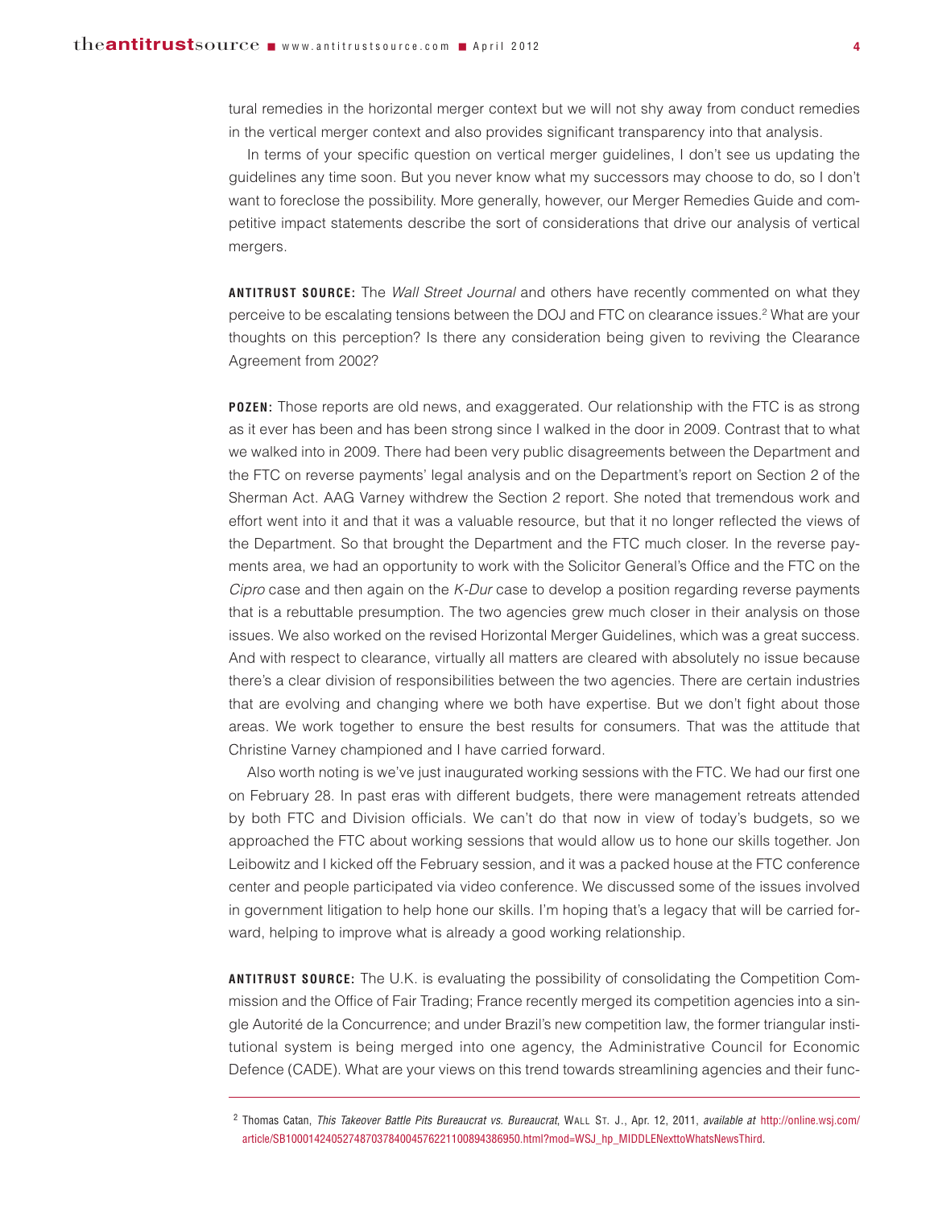tural remedies in the horizontal merger context but we will not shy away from conduct remedies in the vertical merger context and also provides significant transparency into that analysis.

In terms of your specific question on vertical merger guidelines, I don't see us updating the guidelines any time soon. But you never know what my successors may choose to do, so I don't want to foreclose the possibility. More generally, however, our Merger Remedies Guide and competitive impact statements describe the sort of considerations that drive our analysis of vertical mergers.

**ANTITRUST SOURCE:** The *Wall Street Journal* and others have recently commented on what they perceive to be escalating tensions between the DOJ and FTC on clearance issues.[2] What are your thoughts on this perception? Is there any consideration being given to reviving the Clearance Agreement from 2002?

**POZEN:** Those reports are old news, and exaggerated. Our relationship with the FTC is as strong as it ever has been and has been strong since I walked in the door in 2009. Contrast that to what we walked into in 2009. There had been very public disagreements between the Department and the FTC on reverse payments' legal analysis and on the Department's report on Section 2 of the Sherman Act. AAG Varney withdrew the Section 2 report. She noted that tremendous work and effort went into it and that it was a valuable resource, but that it no longer reflected the views of the Department. So that brought the Department and the FTC much closer. In the reverse payments area, we had an opportunity to work with the Solicitor General's Office and the FTC on the *Cipro* case and then again on the *K-Dur* case to develop a position regarding reverse payments that is a rebuttable presumption. The two agencies grew much closer in their analysis on those issues. We also worked on the revised Horizontal Merger Guidelines, which was a great success. And with respect to clearance, virtually all matters are cleared with absolutely no issue because there's a clear division of responsibilities between the two agencies. There are certain industries that are evolving and changing where we both have expertise. But we don't fight about those areas. We work together to ensure the best results for consumers. That was the attitude that Christine Varney championed and I have carried forward.

Also worth noting is we've just inaugurated working sessions with the FTC. We had our first one on February 28. In past eras with different budgets, there were management retreats attended by both FTC and Division officials. We can't do that now in view of today's budgets, so we approached the FTC about working sessions that would allow us to hone our skills together. Jon Leibowitz and I kicked off the February session, and it was a packed house at the FTC conference center and people participated via video conference. We discussed some of the issues involved in government litigation to help hone our skills. I'm hoping that's a legacy that will be carried forward, helping to improve what is already a good working relationship.

**ANTITRUST SOURCE:** The U.K. is evaluating the possibility of consolidating the Competition Commission and the Office of Fair Trading; France recently merged its competition agencies into a single Autorité de la Concurrence; and under Brazil's new competition law, the former triangular institutional system is being merged into one agency, the Administrative Council for Economic Defence (CADE). What are your views on this trend towards streamlining agencies and their func-

---

[2] Thomas Catan, *This Takeover Battle Pits Bureaucrat vs. Bureaucrat*, WALL ST. J., Apr. 12, 2011, *available at* http://online.wsj.com/article/SB10001424052748703784004576221100894386950.html?mod=WSJ_hp_MIDDLENexttoWhatsNewsThird.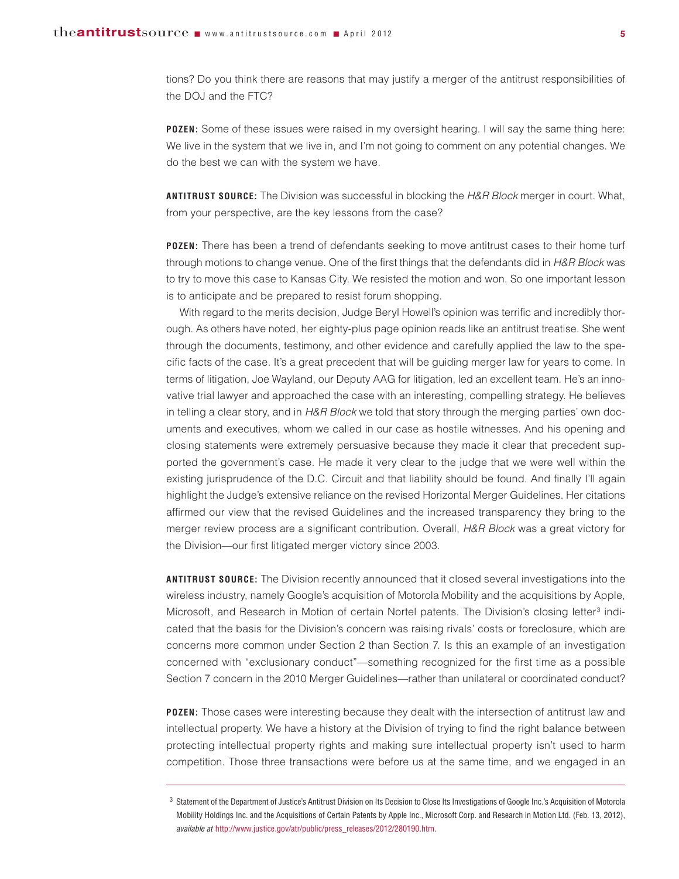tions? Do you think there are reasons that may justify a merger of the antitrust responsibilities of the DOJ and the FTC?

**POZEN:** Some of these issues were raised in my oversight hearing. I will say the same thing here: We live in the system that we live in, and I'm not going to comment on any potential changes. We do the best we can with the system we have.

**ANTITRUST SOURCE:** The Division was successful in blocking the *H&R Block* merger in court. What, from your perspective, are the key lessons from the case?

**POZEN:** There has been a trend of defendants seeking to move antitrust cases to their home turf through motions to change venue. One of the first things that the defendants did in *H&R Block* was to try to move this case to Kansas City. We resisted the motion and won. So one important lesson is to anticipate and be prepared to resist forum shopping.

With regard to the merits decision, Judge Beryl Howell's opinion was terrific and incredibly thorough. As others have noted, her eighty-plus page opinion reads like an antitrust treatise. She went through the documents, testimony, and other evidence and carefully applied the law to the specific facts of the case. It's a great precedent that will be guiding merger law for years to come. In terms of litigation, Joe Wayland, our Deputy AAG for litigation, led an excellent team. He's an innovative trial lawyer and approached the case with an interesting, compelling strategy. He believes in telling a clear story, and in *H&R Block* we told that story through the merging parties' own documents and executives, whom we called in our case as hostile witnesses. And his opening and closing statements were extremely persuasive because they made it clear that precedent supported the government's case. He made it very clear to the judge that we were well within the existing jurisprudence of the D.C. Circuit and that liability should be found. And finally I'll again highlight the Judge's extensive reliance on the revised Horizontal Merger Guidelines. Her citations affirmed our view that the revised Guidelines and the increased transparency they bring to the merger review process are a significant contribution. Overall, *H&R Block* was a great victory for the Division—our first litigated merger victory since 2003.

**ANTITRUST SOURCE:** The Division recently announced that it closed several investigations into the wireless industry, namely Google's acquisition of Motorola Mobility and the acquisitions by Apple, Microsoft, and Research in Motion of certain Nortel patents. The Division's closing letter[3] indicated that the basis for the Division's concern was raising rivals' costs or foreclosure, which are concerns more common under Section 2 than Section 7. Is this an example of an investigation concerned with "exclusionary conduct"—something recognized for the first time as a possible Section 7 concern in the 2010 Merger Guidelines—rather than unilateral or coordinated conduct?

**POZEN:** Those cases were interesting because they dealt with the intersection of antitrust law and intellectual property. We have a history at the Division of trying to find the right balance between protecting intellectual property rights and making sure intellectual property isn't used to harm competition. Those three transactions were before us at the same time, and we engaged in an

---

[3] Statement of the Department of Justice's Antitrust Division on Its Decision to Close Its Investigations of Google Inc.'s Acquisition of Motorola Mobility Holdings Inc. and the Acquisitions of Certain Patents by Apple Inc., Microsoft Corp. and Research in Motion Ltd. (Feb. 13, 2012), *available at* http://www.justice.gov/atr/public/press_releases/2012/280190.htm.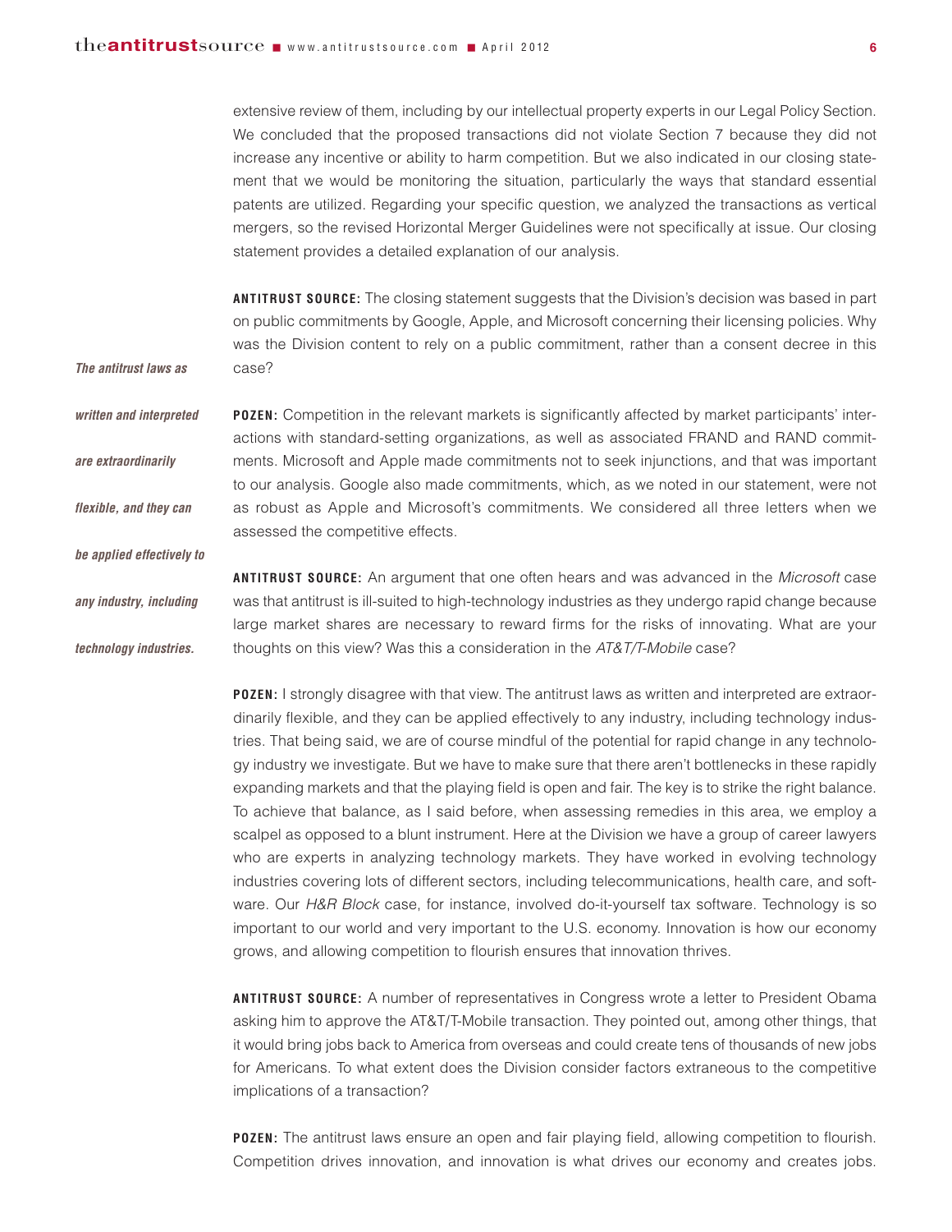extensive review of them, including by our intellectual property experts in our Legal Policy Section. We concluded that the proposed transactions did not violate Section 7 because they did not increase any incentive or ability to harm competition. But we also indicated in our closing statement that we would be monitoring the situation, particularly the ways that standard essential patents are utilized. Regarding your specific question, we analyzed the transactions as vertical mergers, so the revised Horizontal Merger Guidelines were not specifically at issue. Our closing statement provides a detailed explanation of our analysis.

**ANTITRUST SOURCE:** The closing statement suggests that the Division's decision was based in part on public commitments by Google, Apple, and Microsoft concerning their licensing policies. Why was the Division content to rely on a public commitment, rather than a consent decree in this case?

**POZEN:** Competition in the relevant markets is significantly affected by market participants' interactions with standard-setting organizations, as well as associated FRAND and RAND commitments. Microsoft and Apple made commitments not to seek injunctions, and that was important to our analysis. Google also made commitments, which, as we noted in our statement, were not as robust as Apple and Microsoft's commitments. We considered all three letters when we assessed the competitive effects.

*The antitrust laws as written and interpreted are extraordinarily flexible, and they can be applied effectively to any industry, including technology industries.*

**ANTITRUST SOURCE:** An argument that one often hears and was advanced in the *Microsoft* case was that antitrust is ill-suited to high-technology industries as they undergo rapid change because large market shares are necessary to reward firms for the risks of innovating. What are your thoughts on this view? Was this a consideration in the *AT&T/T-Mobile* case?

**POZEN:** I strongly disagree with that view. The antitrust laws as written and interpreted are extraordinarily flexible, and they can be applied effectively to any industry, including technology industries. That being said, we are of course mindful of the potential for rapid change in any technology industry we investigate. But we have to make sure that there aren't bottlenecks in these rapidly expanding markets and that the playing field is open and fair. The key is to strike the right balance. To achieve that balance, as I said before, when assessing remedies in this area, we employ a scalpel as opposed to a blunt instrument. Here at the Division we have a group of career lawyers who are experts in analyzing technology markets. They have worked in evolving technology industries covering lots of different sectors, including telecommunications, health care, and software. Our *H&R Block* case, for instance, involved do-it-yourself tax software. Technology is so important to our world and very important to the U.S. economy. Innovation is how our economy grows, and allowing competition to flourish ensures that innovation thrives.

**ANTITRUST SOURCE:** A number of representatives in Congress wrote a letter to President Obama asking him to approve the AT&T/T-Mobile transaction. They pointed out, among other things, that it would bring jobs back to America from overseas and could create tens of thousands of new jobs for Americans. To what extent does the Division consider factors extraneous to the competitive implications of a transaction?

**POZEN:** The antitrust laws ensure an open and fair playing field, allowing competition to flourish. Competition drives innovation, and innovation is what drives our economy and creates jobs.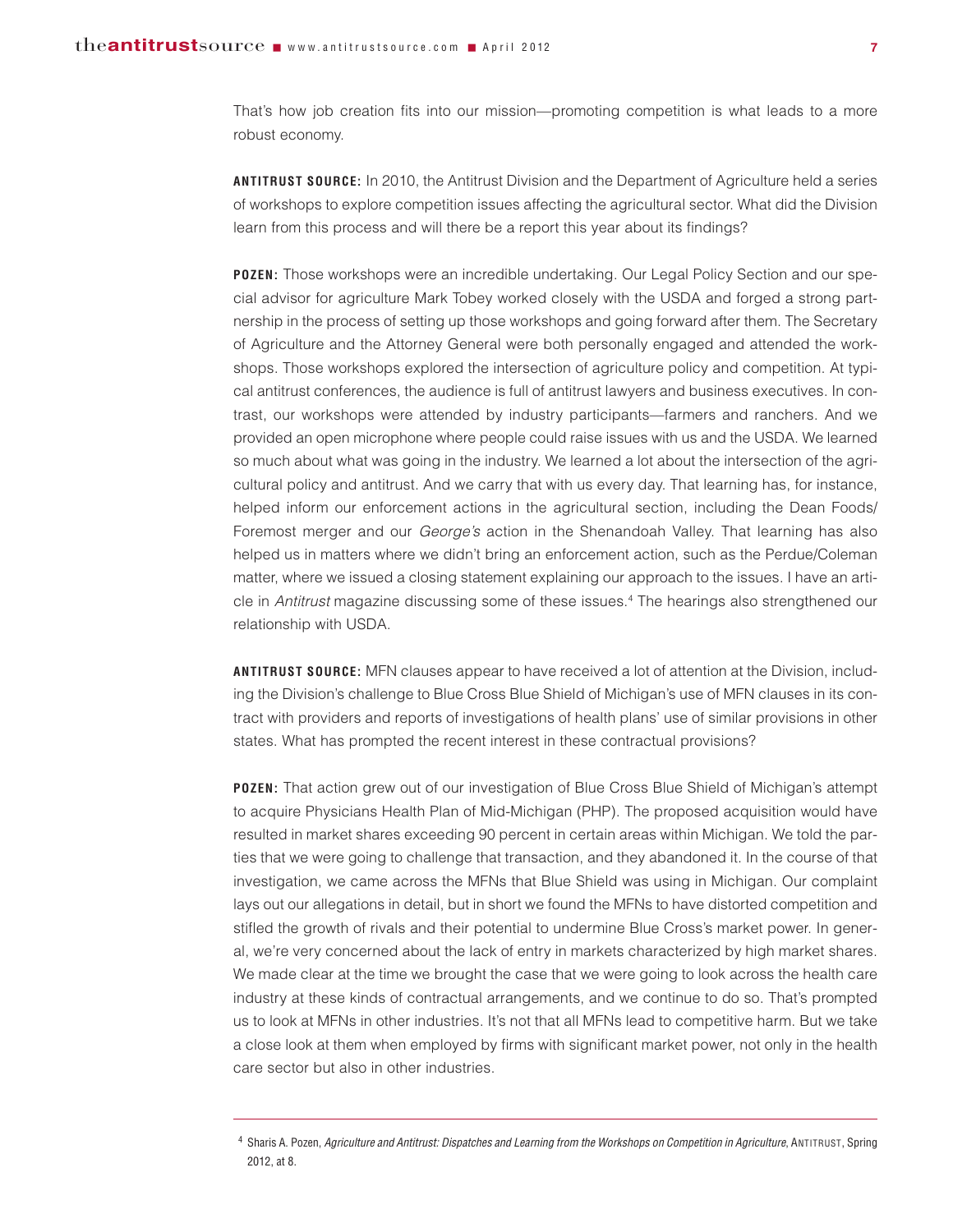That's how job creation fits into our mission—promoting competition is what leads to a more robust economy.

**ANTITRUST SOURCE:** In 2010, the Antitrust Division and the Department of Agriculture held a series of workshops to explore competition issues affecting the agricultural sector. What did the Division learn from this process and will there be a report this year about its findings?

**POZEN:** Those workshops were an incredible undertaking. Our Legal Policy Section and our special advisor for agriculture Mark Tobey worked closely with the USDA and forged a strong partnership in the process of setting up those workshops and going forward after them. The Secretary of Agriculture and the Attorney General were both personally engaged and attended the workshops. Those workshops explored the intersection of agriculture policy and competition. At typical antitrust conferences, the audience is full of antitrust lawyers and business executives. In contrast, our workshops were attended by industry participants—farmers and ranchers. And we provided an open microphone where people could raise issues with us and the USDA. We learned so much about what was going in the industry. We learned a lot about the intersection of the agricultural policy and antitrust. And we carry that with us every day. That learning has, for instance, helped inform our enforcement actions in the agricultural section, including the Dean Foods/Foremost merger and our *George's* action in the Shenandoah Valley. That learning has also helped us in matters where we didn't bring an enforcement action, such as the Perdue/Coleman matter, where we issued a closing statement explaining our approach to the issues. I have an article in *Antitrust* magazine discussing some of these issues.[4] The hearings also strengthened our relationship with USDA.

**ANTITRUST SOURCE:** MFN clauses appear to have received a lot of attention at the Division, including the Division's challenge to Blue Cross Blue Shield of Michigan's use of MFN clauses in its contract with providers and reports of investigations of health plans' use of similar provisions in other states. What has prompted the recent interest in these contractual provisions?

**POZEN:** That action grew out of our investigation of Blue Cross Blue Shield of Michigan's attempt to acquire Physicians Health Plan of Mid-Michigan (PHP). The proposed acquisition would have resulted in market shares exceeding 90 percent in certain areas within Michigan. We told the parties that we were going to challenge that transaction, and they abandoned it. In the course of that investigation, we came across the MFNs that Blue Shield was using in Michigan. Our complaint lays out our allegations in detail, but in short we found the MFNs to have distorted competition and stifled the growth of rivals and their potential to undermine Blue Cross's market power. In general, we're very concerned about the lack of entry in markets characterized by high market shares. We made clear at the time we brought the case that we were going to look across the health care industry at these kinds of contractual arrangements, and we continue to do so. That's prompted us to look at MFNs in other industries. It's not that all MFNs lead to competitive harm. But we take a close look at them when employed by firms with significant market power, not only in the health care sector but also in other industries.

---

[4] Sharis A. Pozen, *Agriculture and Antitrust: Dispatches and Learning from the Workshops on Competition in Agriculture*, ANTITRUST, Spring 2012, at 8.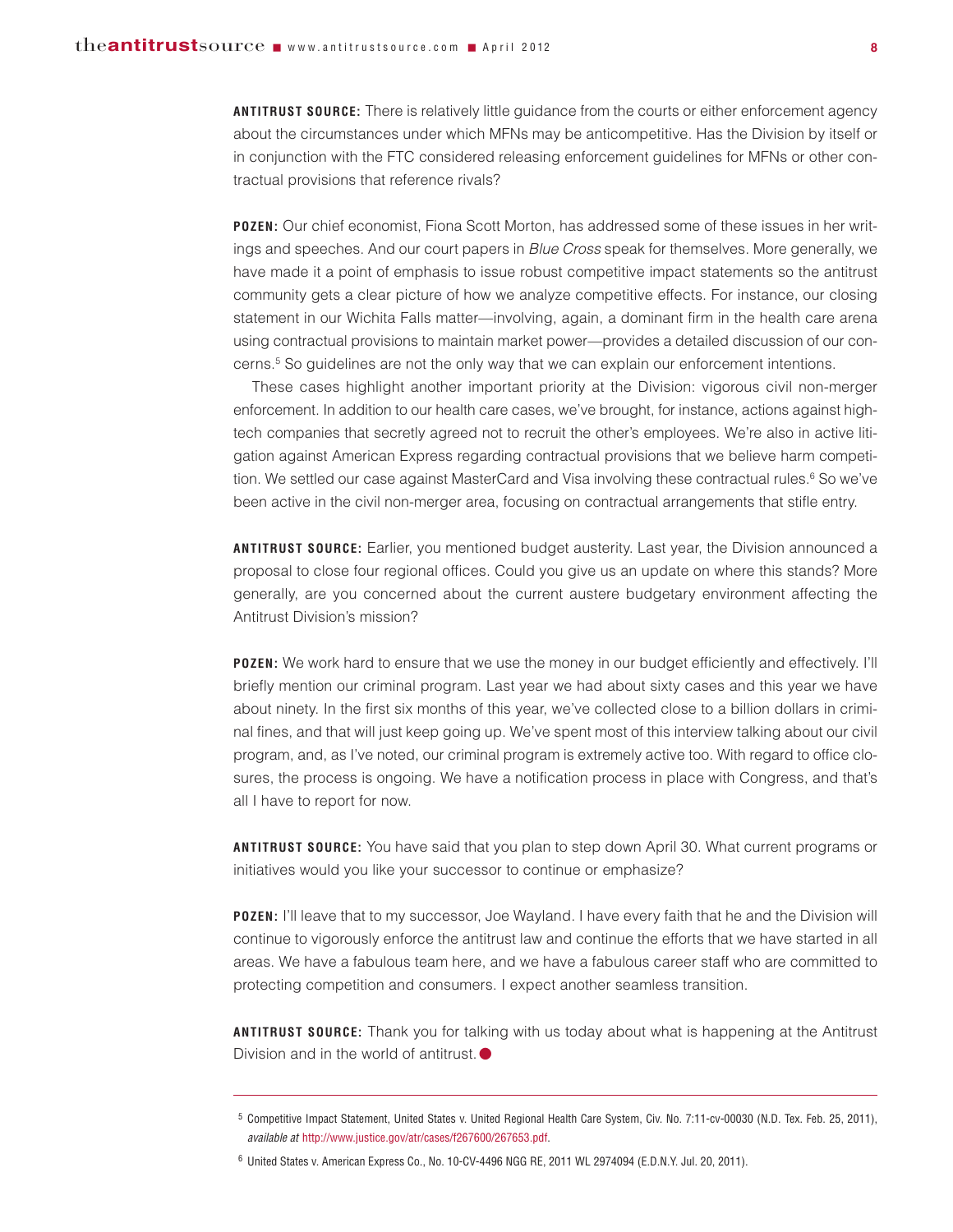**ANTITRUST SOURCE:** There is relatively little guidance from the courts or either enforcement agency about the circumstances under which MFNs may be anticompetitive. Has the Division by itself or in conjunction with the FTC considered releasing enforcement guidelines for MFNs or other contractual provisions that reference rivals?

**POZEN:** Our chief economist, Fiona Scott Morton, has addressed some of these issues in her writings and speeches. And our court papers in *Blue Cross* speak for themselves. More generally, we have made it a point of emphasis to issue robust competitive impact statements so the antitrust community gets a clear picture of how we analyze competitive effects. For instance, our closing statement in our Wichita Falls matter—involving, again, a dominant firm in the health care arena using contractual provisions to maintain market power—provides a detailed discussion of our concerns.[5] So guidelines are not the only way that we can explain our enforcement intentions.

These cases highlight another important priority at the Division: vigorous civil non-merger enforcement. In addition to our health care cases, we've brought, for instance, actions against high-tech companies that secretly agreed not to recruit the other's employees. We're also in active litigation against American Express regarding contractual provisions that we believe harm competition. We settled our case against MasterCard and Visa involving these contractual rules.[6] So we've been active in the civil non-merger area, focusing on contractual arrangements that stifle entry.

**ANTITRUST SOURCE:** Earlier, you mentioned budget austerity. Last year, the Division announced a proposal to close four regional offices. Could you give us an update on where this stands? More generally, are you concerned about the current austere budgetary environment affecting the Antitrust Division's mission?

**POZEN:** We work hard to ensure that we use the money in our budget efficiently and effectively. I'll briefly mention our criminal program. Last year we had about sixty cases and this year we have about ninety. In the first six months of this year, we've collected close to a billion dollars in criminal fines, and that will just keep going up. We've spent most of this interview talking about our civil program, and, as I've noted, our criminal program is extremely active too. With regard to office closures, the process is ongoing. We have a notification process in place with Congress, and that's all I have to report for now.

**ANTITRUST SOURCE:** You have said that you plan to step down April 30. What current programs or initiatives would you like your successor to continue or emphasize?

**POZEN:** I'll leave that to my successor, Joe Wayland. I have every faith that he and the Division will continue to vigorously enforce the antitrust law and continue the efforts that we have started in all areas. We have a fabulous team here, and we have a fabulous career staff who are committed to protecting competition and consumers. I expect another seamless transition.

**ANTITRUST SOURCE:** Thank you for talking with us today about what is happening at the Antitrust Division and in the world of antitrust. ●

---

[5] Competitive Impact Statement, United States v. United Regional Health Care System, Civ. No. 7:11-cv-00030 (N.D. Tex. Feb. 25, 2011), *available at* http://www.justice.gov/atr/cases/f267600/267653.pdf.

[6] United States v. American Express Co., No. 10-CV-4496 NGG RE, 2011 WL 2974094 (E.D.N.Y. Jul. 20, 2011).